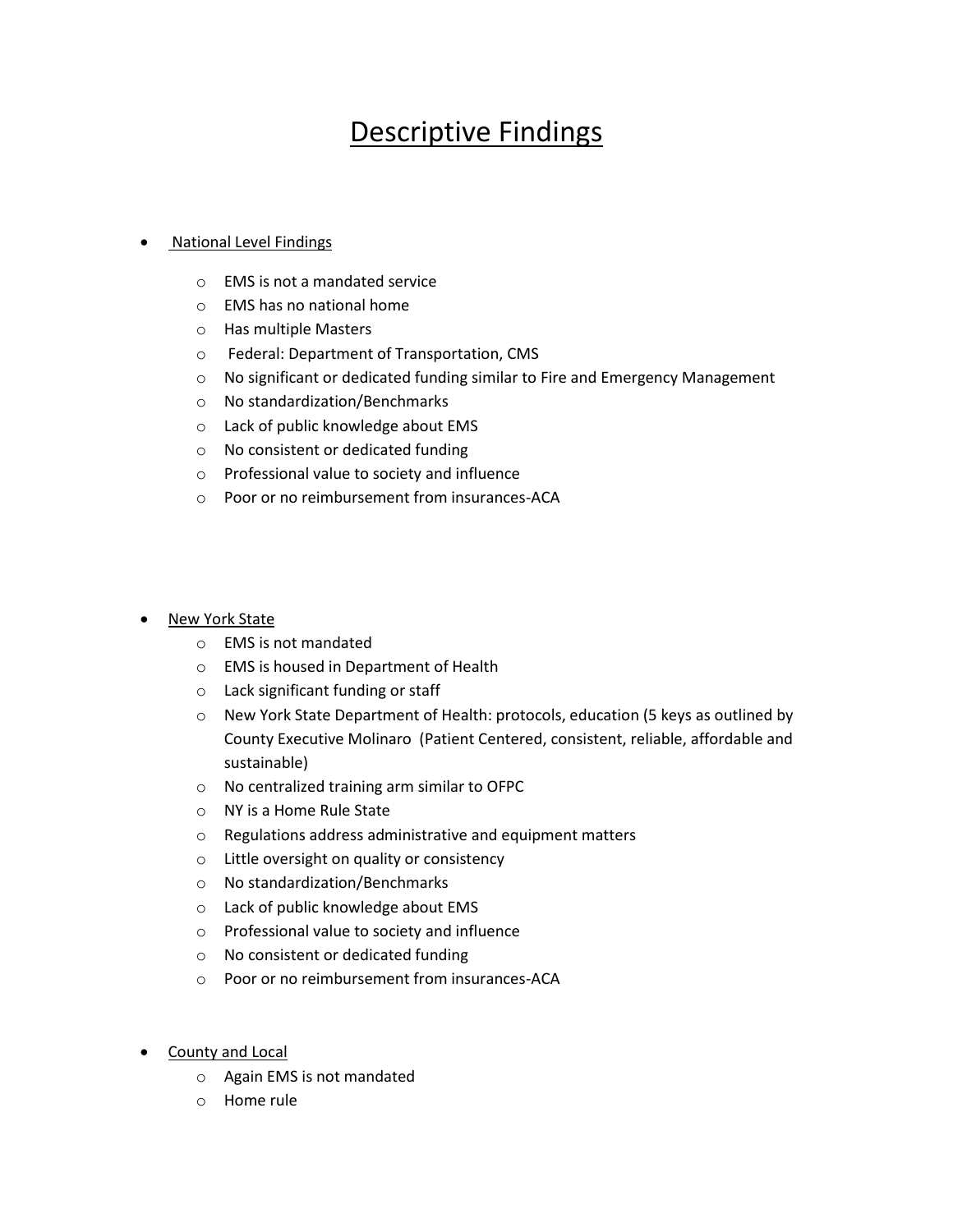# Descriptive Findings

- National Level Findings
  - EMS is not a mandated service
  - EMS has no national home
  - Has multiple Masters
  - Federal: Department of Transportation, CMS
  - No significant or dedicated funding similar to Fire and Emergency Management
  - No standardization/Benchmarks
  - Lack of public knowledge about EMS
  - No consistent or dedicated funding
  - Professional value to society and influence
  - Poor or no reimbursement from insurances-ACA

- New York State
  - EMS is not mandated
  - EMS is housed in Department of Health
  - Lack significant funding or staff
  - New York State Department of Health: protocols, education (5 keys as outlined by County Executive Molinaro (Patient Centered, consistent, reliable, affordable and sustainable)
  - No centralized training arm similar to OFPC
  - NY is a Home Rule State
  - Regulations address administrative and equipment matters
  - Little oversight on quality or consistency
  - No standardization/Benchmarks
  - Lack of public knowledge about EMS
  - Professional value to society and influence
  - No consistent or dedicated funding
  - Poor or no reimbursement from insurances-ACA

- County and Local
  - Again EMS is not mandated
  - Home rule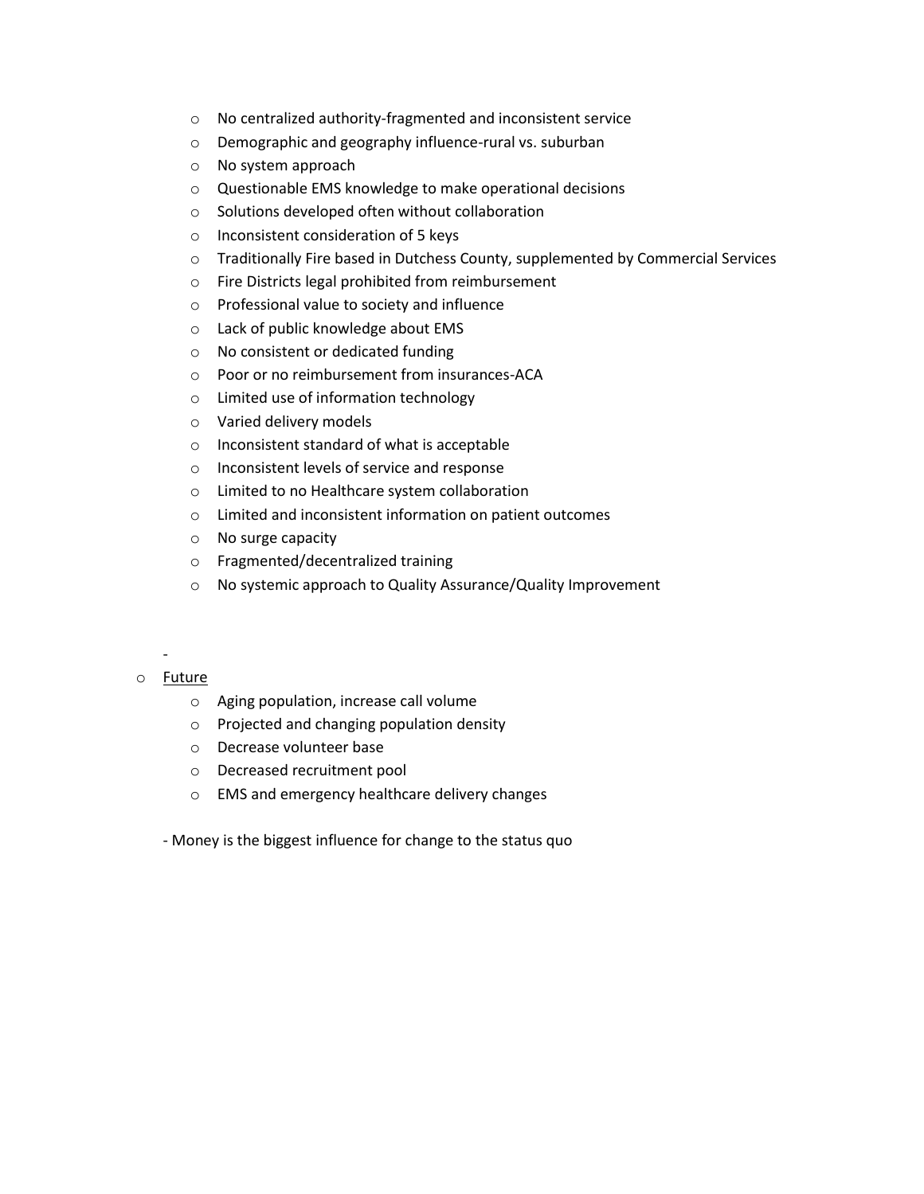- No centralized authority-fragmented and inconsistent service
  - Demographic and geography influence-rural vs. suburban
  - No system approach
  - Questionable EMS knowledge to make operational decisions
  - Solutions developed often without collaboration
  - Inconsistent consideration of 5 keys
  - Traditionally Fire based in Dutchess County, supplemented by Commercial Services
  - Fire Districts legal prohibited from reimbursement
  - Professional value to society and influence
  - Lack of public knowledge about EMS
  - No consistent or dedicated funding
  - Poor or no reimbursement from insurances-ACA
  - Limited use of information technology
  - Varied delivery models
  - Inconsistent standard of what is acceptable
  - Inconsistent levels of service and response
  - Limited to no Healthcare system collaboration
  - Limited and inconsistent information on patient outcomes
  - No surge capacity
  - Fragmented/decentralized training
  - No systemic approach to Quality Assurance/Quality Improvement

-

- <u>Future</u>
  - Aging population, increase call volume
  - Projected and changing population density
  - Decrease volunteer base
  - Decreased recruitment pool
  - EMS and emergency healthcare delivery changes

- Money is the biggest influence for change to the status quo